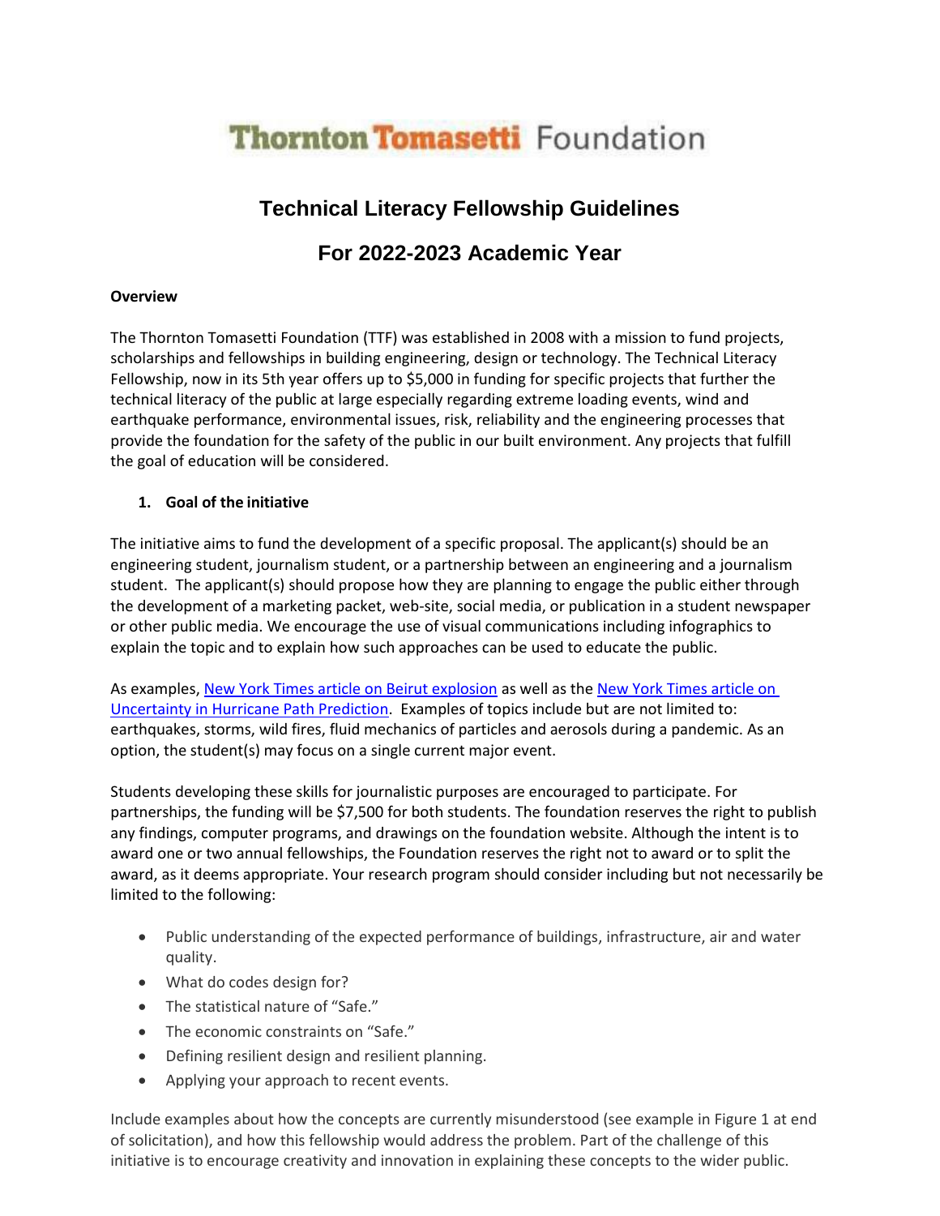# Thornton Tomasetti Foundation

## Technical Literacy Fellowship Guidelines

## For 2022-2023 Academic Year

**Overview**

The Thornton Tomasetti Foundation (TTF) was established in 2008 with a mission to fund projects, scholarships and fellowships in building engineering, design or technology. The Technical Literacy Fellowship, now in its 5th year offers up to $5,000 in funding for specific projects that further the technical literacy of the public at large especially regarding extreme loading events, wind and earthquake performance, environmental issues, risk, reliability and the engineering processes that provide the foundation for the safety of the public in our built environment. Any projects that fulfill the goal of education will be considered.

**1. Goal of the initiative**

The initiative aims to fund the development of a specific proposal. The applicant(s) should be an engineering student, journalism student, or a partnership between an engineering and a journalism student. The applicant(s) should propose how they are planning to engage the public either through the development of a marketing packet, web-site, social media, or publication in a student newspaper or other public media. We encourage the use of visual communications including infographics to explain the topic and to explain how such approaches can be used to educate the public.

As examples, New York Times article on Beirut explosion as well as the New York Times article on Uncertainty in Hurricane Path Prediction. Examples of topics include but are not limited to: earthquakes, storms, wild fires, fluid mechanics of particles and aerosols during a pandemic. As an option, the student(s) may focus on a single current major event.

Students developing these skills for journalistic purposes are encouraged to participate. For partnerships, the funding will be $7,500 for both students. The foundation reserves the right to publish any findings, computer programs, and drawings on the foundation website. Although the intent is to award one or two annual fellowships, the Foundation reserves the right not to award or to split the award, as it deems appropriate. Your research program should consider including but not necessarily be limited to the following:

- Public understanding of the expected performance of buildings, infrastructure, air and water quality.
- What do codes design for?
- The statistical nature of "Safe."
- The economic constraints on "Safe."
- Defining resilient design and resilient planning.
- Applying your approach to recent events.

Include examples about how the concepts are currently misunderstood (see example in Figure 1 at end of solicitation), and how this fellowship would address the problem. Part of the challenge of this initiative is to encourage creativity and innovation in explaining these concepts to the wider public.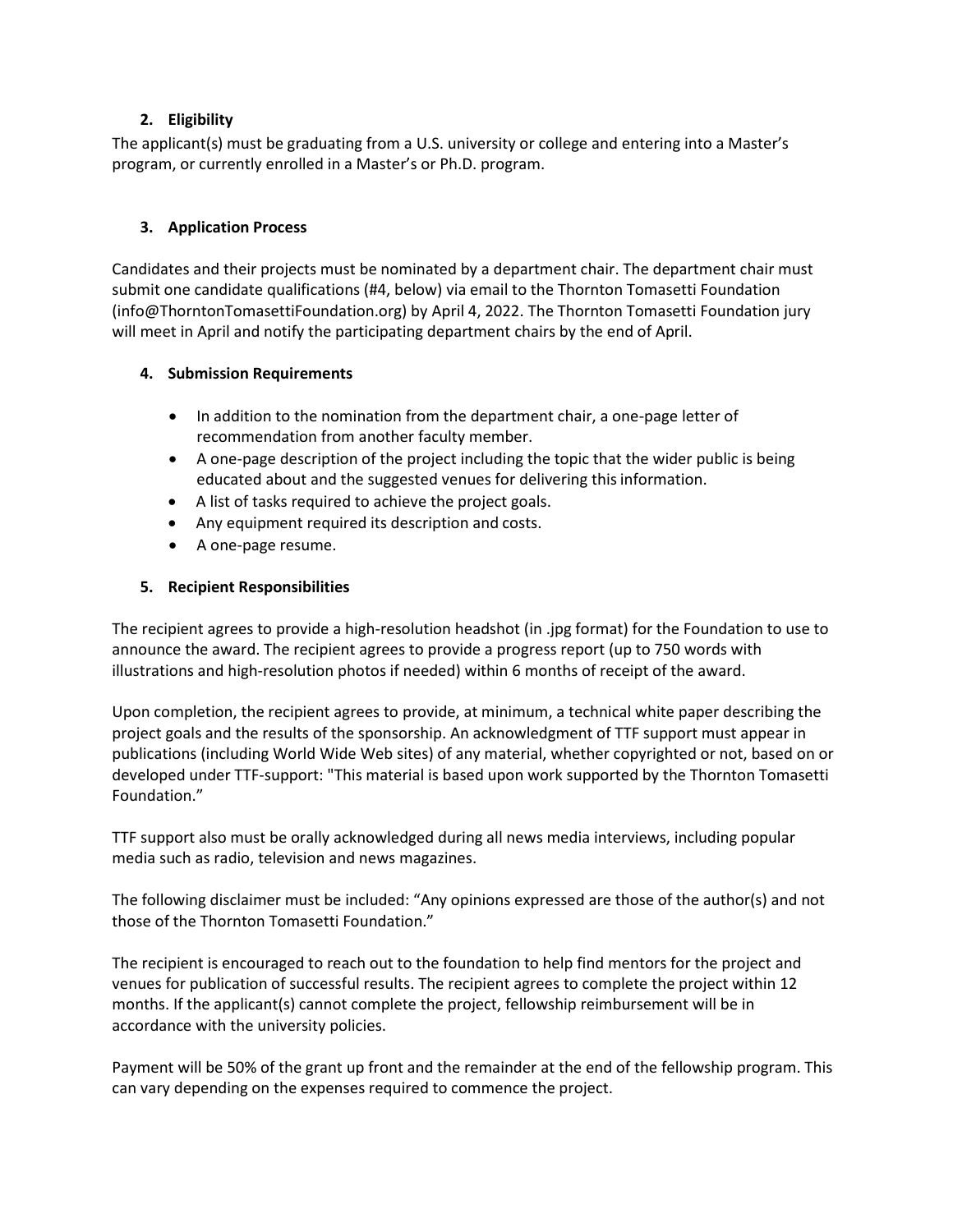## 2. Eligibility

The applicant(s) must be graduating from a U.S. university or college and entering into a Master's program, or currently enrolled in a Master's or Ph.D. program.

## 3. Application Process

Candidates and their projects must be nominated by a department chair. The department chair must submit one candidate qualifications (#4, below) via email to the Thornton Tomasetti Foundation (info@ThorntonTomasettiFoundation.org) by April 4, 2022. The Thornton Tomasetti Foundation jury will meet in April and notify the participating department chairs by the end of April.

## 4. Submission Requirements

- In addition to the nomination from the department chair, a one-page letter of recommendation from another faculty member.
- A one-page description of the project including the topic that the wider public is being educated about and the suggested venues for delivering this information.
- A list of tasks required to achieve the project goals.
- Any equipment required its description and costs.
- A one-page resume.

## 5. Recipient Responsibilities

The recipient agrees to provide a high-resolution headshot (in .jpg format) for the Foundation to use to announce the award. The recipient agrees to provide a progress report (up to 750 words with illustrations and high-resolution photos if needed) within 6 months of receipt of the award.

Upon completion, the recipient agrees to provide, at minimum, a technical white paper describing the project goals and the results of the sponsorship. An acknowledgment of TTF support must appear in publications (including World Wide Web sites) of any material, whether copyrighted or not, based on or developed under TTF-support: "This material is based upon work supported by the Thornton Tomasetti Foundation."

TTF support also must be orally acknowledged during all news media interviews, including popular media such as radio, television and news magazines.

The following disclaimer must be included: "Any opinions expressed are those of the author(s) and not those of the Thornton Tomasetti Foundation."

The recipient is encouraged to reach out to the foundation to help find mentors for the project and venues for publication of successful results. The recipient agrees to complete the project within 12 months. If the applicant(s) cannot complete the project, fellowship reimbursement will be in accordance with the university policies.

Payment will be 50% of the grant up front and the remainder at the end of the fellowship program. This can vary depending on the expenses required to commence the project.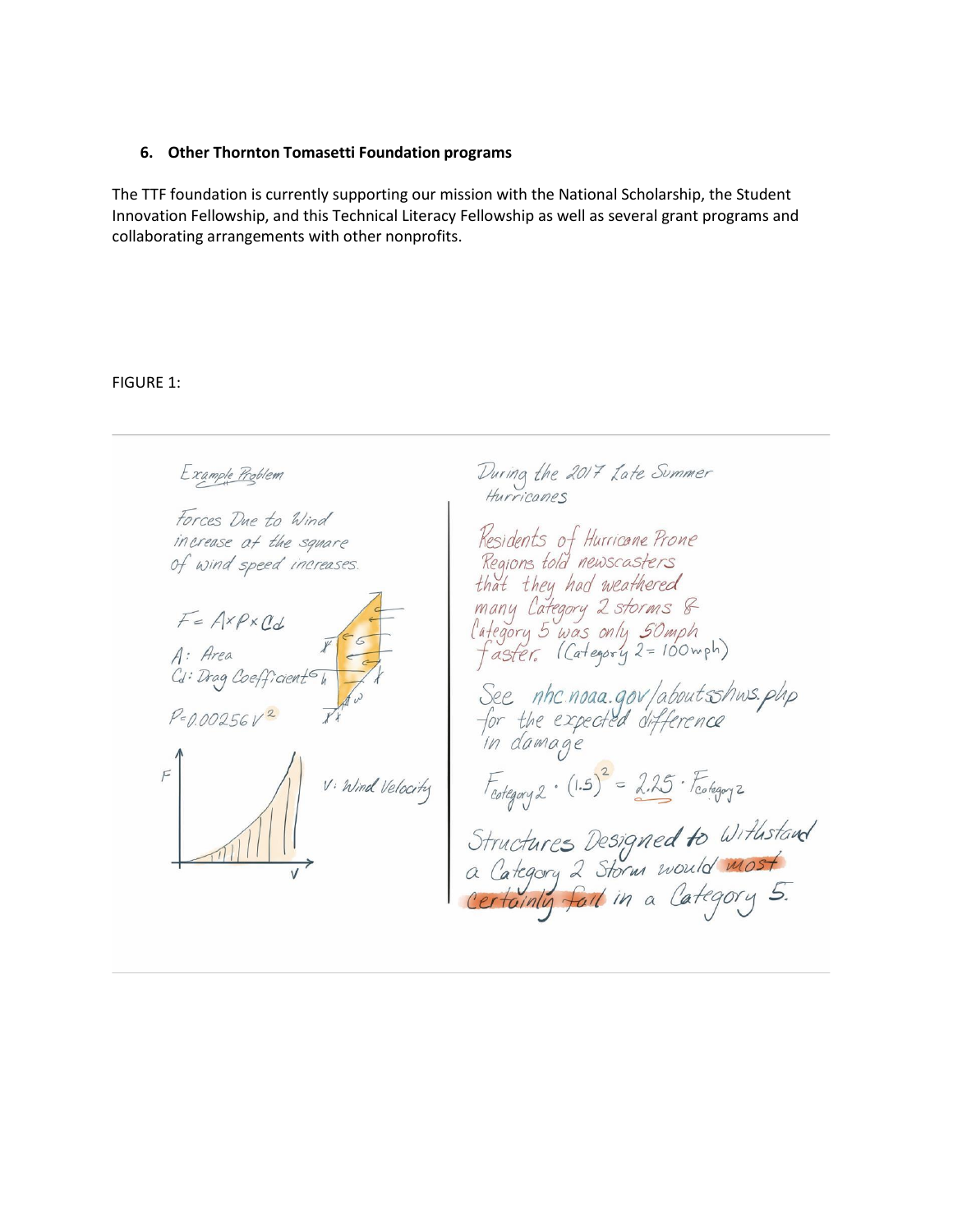### 6. Other Thornton Tomasetti Foundation programs

The TTF foundation is currently supporting our mission with the National Scholarship, the Student Innovation Fellowship, and this Technical Literacy Fellowship as well as several grant programs and collaborating arrangements with other nonprofits.

FIGURE 1:

Example Problem

Forces Due to Wind increase at the square of wind speed increases.

$F = A \times P \times C_d$

A: Area

Cd: Drag Coefficient

$P = 0.00256V^2$

F

V

V: Wind Velocity

During the 2017 Late Summer Hurricanes

Residents of Hurricane Prone Regions told newscasters that they had weathered many Category 2 storms & Category 5 was only 50mph faster. (Category 2 = 100mph)

See nhc.noaa.gov/aboutsshws.php for the expected difference in damage

$F_{category\,2} \cdot (1.5)^2 = 2.25 \cdot F_{category\,2}$

Structures Designed to Withstand a Category 2 Storm would most certainly fail in a Category 5.